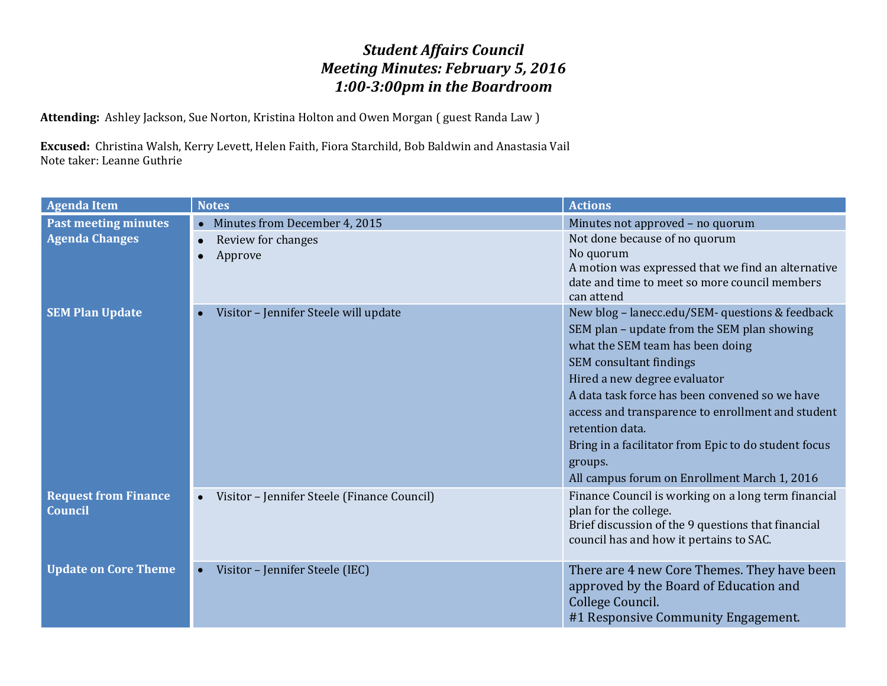# *Student Affairs Council*
## *Meeting Minutes: February 5, 2016*
## *1:00-3:00pm in the Boardroom*

**Attending:** Ashley Jackson, Sue Norton, Kristina Holton and Owen Morgan ( guest Randa Law )

**Excused:** Christina Walsh, Kerry Levett, Helen Faith, Fiora Starchild, Bob Baldwin and Anastasia Vail
Note taker: Leanne Guthrie

| Agenda Item | Notes | Actions |
|---|---|---|
| **Past meeting minutes** | • Minutes from December 4, 2015 | Minutes not approved – no quorum |
| **Agenda Changes** | • Review for changes<br>• Approve | Not done because of no quorum<br>No quorum<br>A motion was expressed that we find an alternative date and time to meet so more council members can attend |
| **SEM Plan Update** | • Visitor – Jennifer Steele will update | New blog – lanecc.edu/SEM- questions & feedback<br>SEM plan – update from the SEM plan showing what the SEM team has been doing<br>SEM consultant findings<br>Hired a new degree evaluator<br>A data task force has been convened so we have access and transparence to enrollment and student retention data.<br>Bring in a facilitator from Epic to do student focus groups.<br>All campus forum on Enrollment March 1, 2016 |
| **Request from Finance Council** | • Visitor – Jennifer Steele (Finance Council) | Finance Council is working on a long term financial plan for the college.<br>Brief discussion of the 9 questions that financial council has and how it pertains to SAC. |
| **Update on Core Theme** | • Visitor – Jennifer Steele (IEC) | There are 4 new Core Themes. They have been approved by the Board of Education and College Council.<br>#1 Responsive Community Engagement. |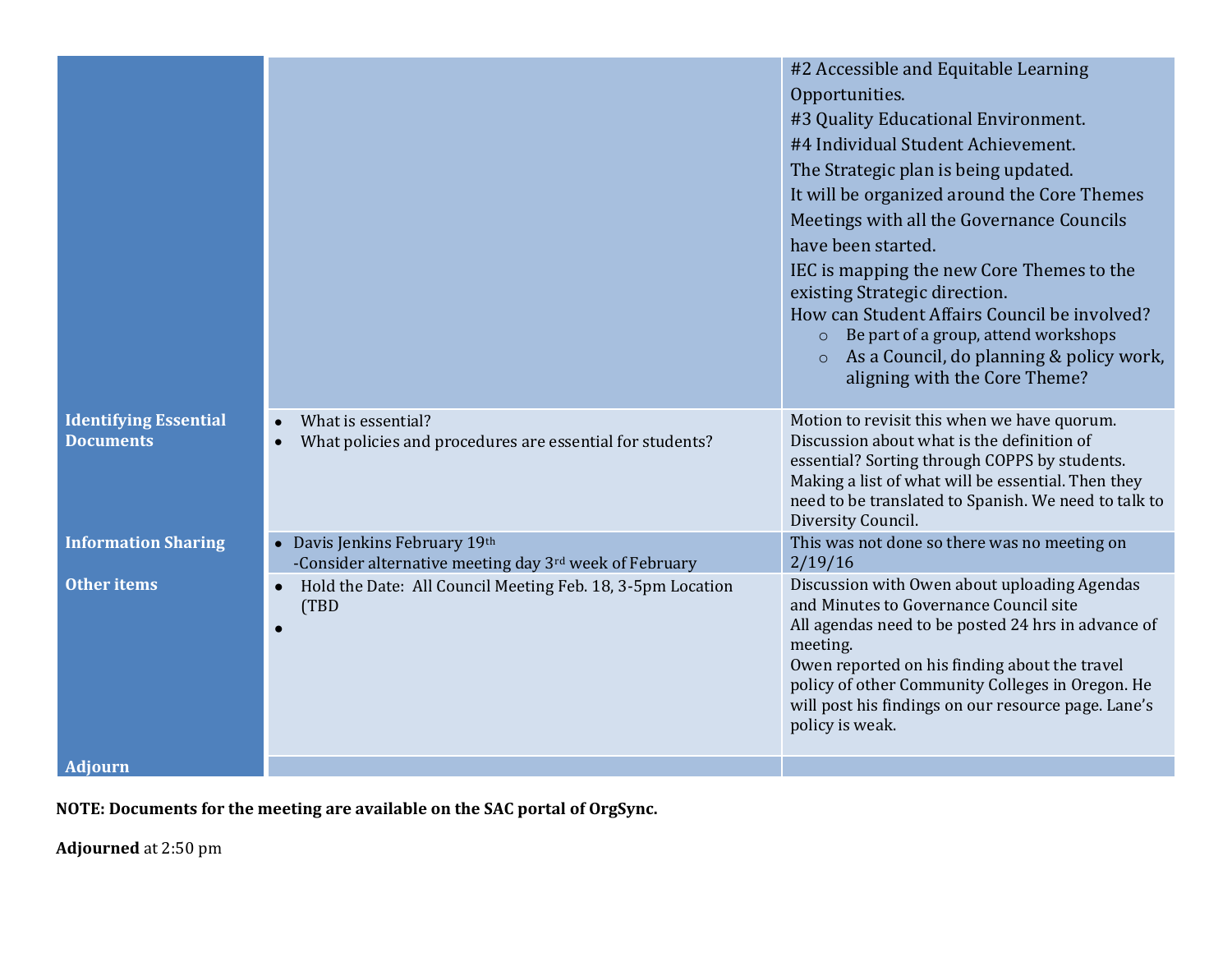| | | |
|---|---|---|
| | | #2 Accessible and Equitable Learning Opportunities.<br>#3 Quality Educational Environment.<br>#4 Individual Student Achievement.<br>The Strategic plan is being updated.<br>It will be organized around the Core Themes<br>Meetings with all the Governance Councils have been started.<br>IEC is mapping the new Core Themes to the existing Strategic direction.<br>How can Student Affairs Council be involved?<br>○ Be part of a group, attend workshops<br>○ As a Council, do planning & policy work, aligning with the Core Theme? |
| **Identifying Essential Documents** | • What is essential?<br>• What policies and procedures are essential for students? | Motion to revisit this when we have quorum. Discussion about what is the definition of essential? Sorting through COPPS by students. Making a list of what will be essential. Then they need to be translated to Spanish. We need to talk to Diversity Council. |
| **Information Sharing** | • Davis Jenkins February 19th<br>-Consider alternative meeting day 3rd week of February | This was not done so there was no meeting on 2/19/16 |
| **Other items** | • Hold the Date: All Council Meeting Feb. 18, 3-5pm Location (TBD<br>• | Discussion with Owen about uploading Agendas and Minutes to Governance Council site<br>All agendas need to be posted 24 hrs in advance of meeting.<br>Owen reported on his finding about the travel policy of other Community Colleges in Oregon. He will post his findings on our resource page. Lane's policy is weak. |
| **Adjourn** | | |

**NOTE: Documents for the meeting are available on the SAC portal of OrgSync.**

**Adjourned** at 2:50 pm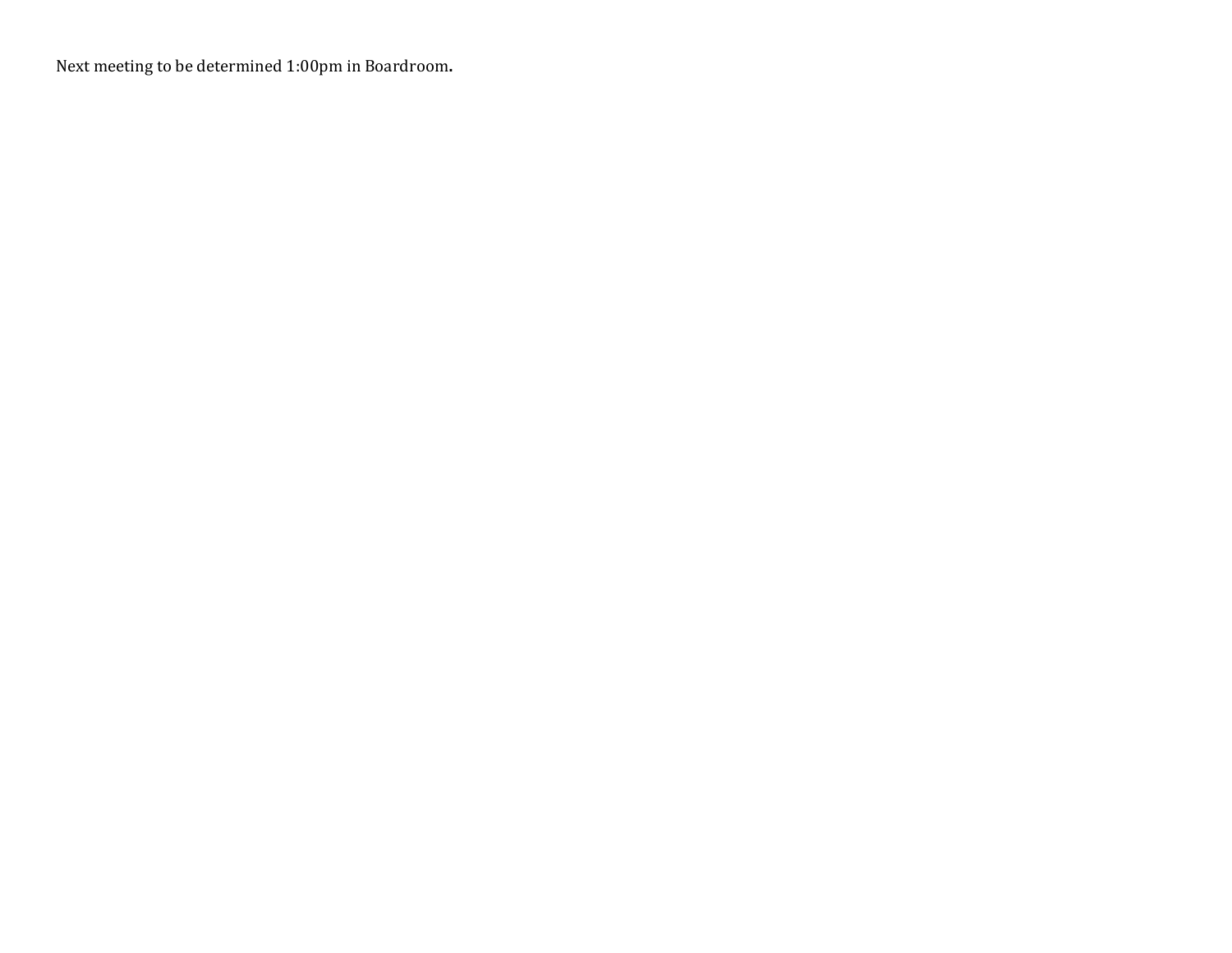Next meeting to be determined 1:00pm in Boardroom.